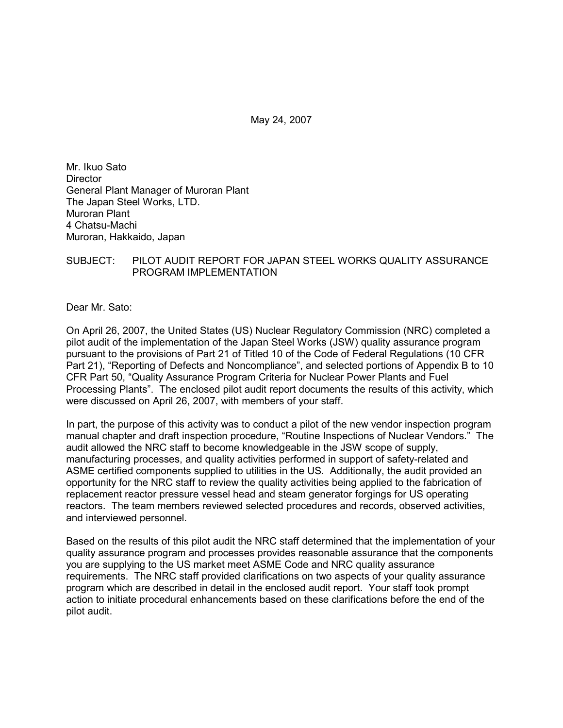May 24, 2007

Mr. Ikuo Sato
Director
General Plant Manager of Muroran Plant
The Japan Steel Works, LTD.
Muroran Plant
4 Chatsu-Machi
Muroran, Hakkaido, Japan

SUBJECT: PILOT AUDIT REPORT FOR JAPAN STEEL WORKS QUALITY ASSURANCE PROGRAM IMPLEMENTATION

Dear Mr. Sato:

On April 26, 2007, the United States (US) Nuclear Regulatory Commission (NRC) completed a pilot audit of the implementation of the Japan Steel Works (JSW) quality assurance program pursuant to the provisions of Part 21 of Titled 10 of the Code of Federal Regulations (10 CFR Part 21), "Reporting of Defects and Noncompliance", and selected portions of Appendix B to 10 CFR Part 50, "Quality Assurance Program Criteria for Nuclear Power Plants and Fuel Processing Plants". The enclosed pilot audit report documents the results of this activity, which were discussed on April 26, 2007, with members of your staff.

In part, the purpose of this activity was to conduct a pilot of the new vendor inspection program manual chapter and draft inspection procedure, "Routine Inspections of Nuclear Vendors." The audit allowed the NRC staff to become knowledgeable in the JSW scope of supply, manufacturing processes, and quality activities performed in support of safety-related and ASME certified components supplied to utilities in the US. Additionally, the audit provided an opportunity for the NRC staff to review the quality activities being applied to the fabrication of replacement reactor pressure vessel head and steam generator forgings for US operating reactors. The team members reviewed selected procedures and records, observed activities, and interviewed personnel.

Based on the results of this pilot audit the NRC staff determined that the implementation of your quality assurance program and processes provides reasonable assurance that the components you are supplying to the US market meet ASME Code and NRC quality assurance requirements. The NRC staff provided clarifications on two aspects of your quality assurance program which are described in detail in the enclosed audit report. Your staff took prompt action to initiate procedural enhancements based on these clarifications before the end of the pilot audit.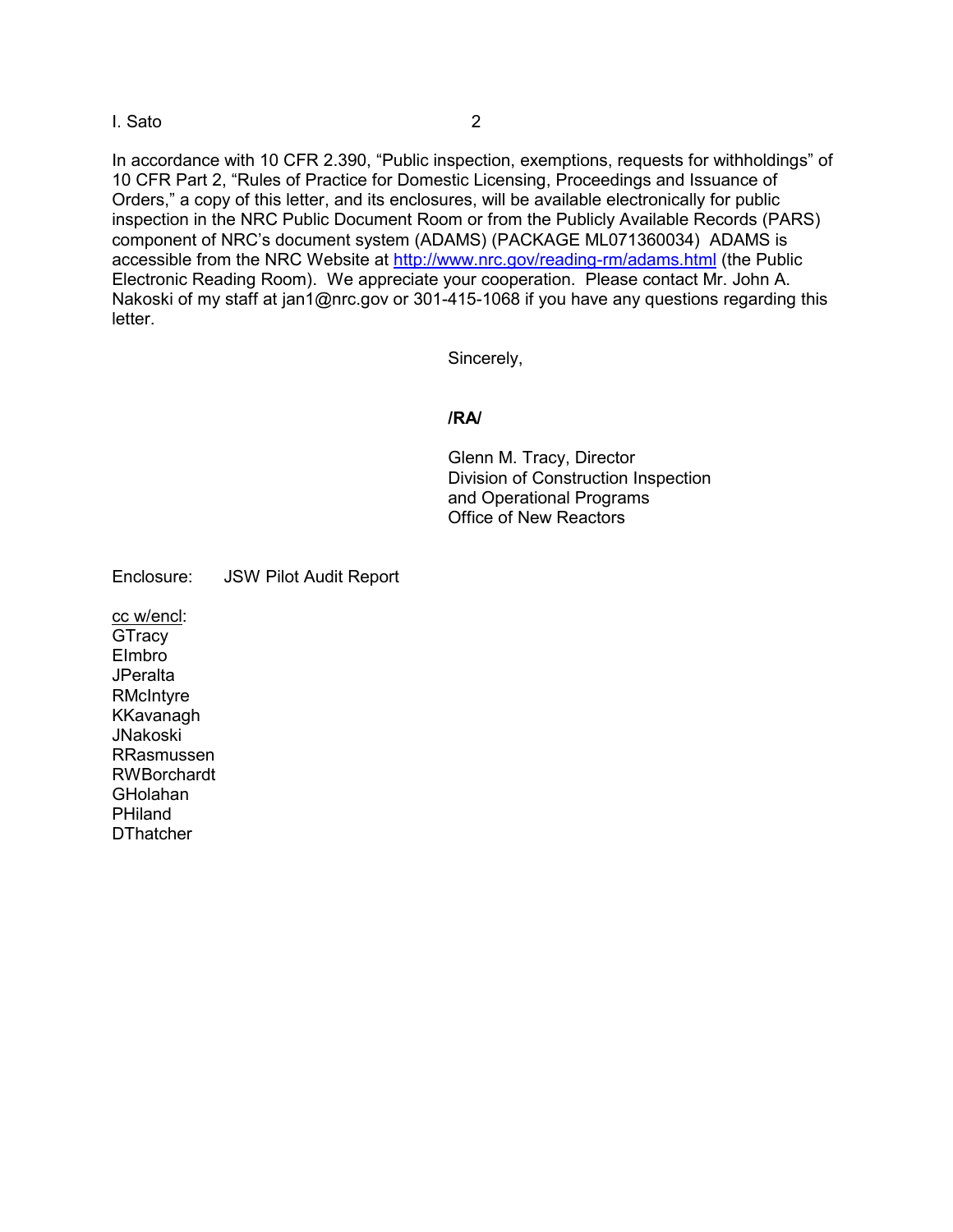In accordance with 10 CFR 2.390, "Public inspection, exemptions, requests for withholdings" of 10 CFR Part 2, "Rules of Practice for Domestic Licensing, Proceedings and Issuance of Orders," a copy of this letter, and its enclosures, will be available electronically for public inspection in the NRC Public Document Room or from the Publicly Available Records (PARS) component of NRC's document system (ADAMS) (PACKAGE ML071360034) ADAMS is accessible from the NRC Website at http://www.nrc.gov/reading-rm/adams.html (the Public Electronic Reading Room). We appreciate your cooperation. Please contact Mr. John A. Nakoski of my staff at jan1@nrc.gov or 301-415-1068 if you have any questions regarding this letter.

Sincerely,

**/RA/**

Glenn M. Tracy, Director
Division of Construction Inspection
and Operational Programs
Office of New Reactors

Enclosure: JSW Pilot Audit Report

cc w/encl:
GTracy
EImbro
JPeralta
RMcIntyre
KKavanagh
JNakoski
RRasmussen
RWBorchardt
GHolahan
PHiland
DThatcher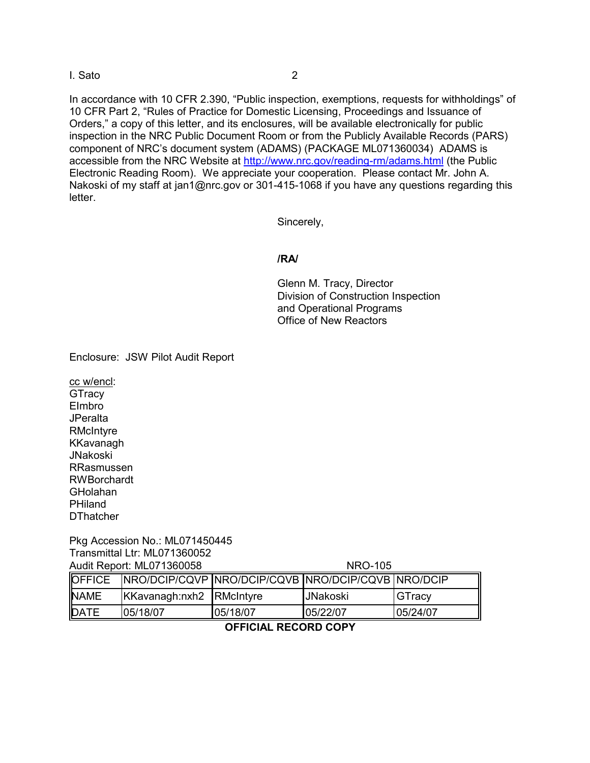I. Sato

In accordance with 10 CFR 2.390, "Public inspection, exemptions, requests for withholdings" of 10 CFR Part 2, "Rules of Practice for Domestic Licensing, Proceedings and Issuance of Orders," a copy of this letter, and its enclosures, will be available electronically for public inspection in the NRC Public Document Room or from the Publicly Available Records (PARS) component of NRC's document system (ADAMS) (PACKAGE ML071360034) ADAMS is accessible from the NRC Website at http://www.nrc.gov/reading-rm/adams.html (the Public Electronic Reading Room). We appreciate your cooperation. Please contact Mr. John A. Nakoski of my staff at jan1@nrc.gov or 301-415-1068 if you have any questions regarding this letter.

Sincerely,

**/RA/**

Glenn M. Tracy, Director
Division of Construction Inspection and Operational Programs
Office of New Reactors

Enclosure: JSW Pilot Audit Report

cc w/encl:
GTracy
EImbro
JPeralta
RMcIntyre
KKavanagh
JNakoski
RRasmussen
RWBorchardt
GHolahan
PHiland
DThatcher

Pkg Accession No.: ML071450445
Transmittal Ltr: ML071360052
Audit Report: ML071360058 NRO-105

| OFFICE | NRO/DCIP/CQVP | NRO/DCIP/CQVB | NRO/DCIP/CQVB | NRO/DCIP |
|---|---|---|---|---|
| NAME | KKavanagh:nxh2 | RMcIntyre | JNakoski | GTracy |
| DATE | 05/18/07 | 05/18/07 | 05/22/07 | 05/24/07 |

**OFFICIAL RECORD COPY**